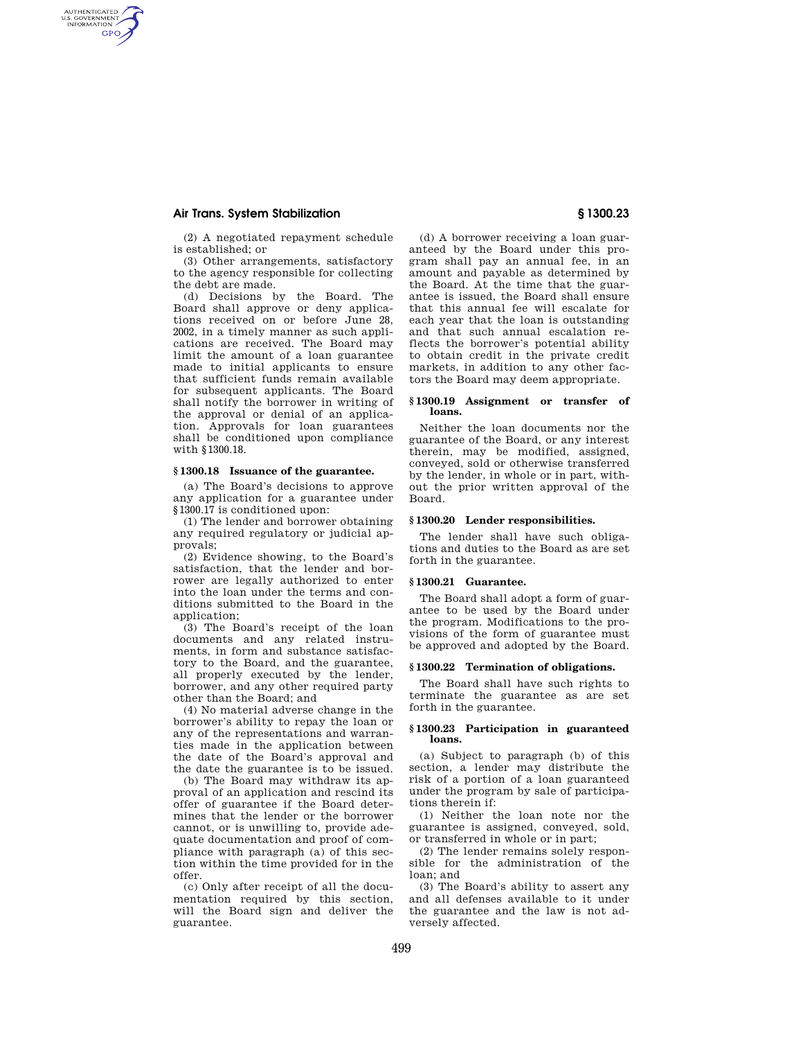(2) A negotiated repayment schedule is established; or

(3) Other arrangements, satisfactory to the agency responsible for collecting the debt are made.

(d) Decisions by the Board. The Board shall approve or deny applications received on or before June 28, 2002, in a timely manner as such applications are received. The Board may limit the amount of a loan guarantee made to initial applicants to ensure that sufficient funds remain available for subsequent applicants. The Board shall notify the borrower in writing of the approval or denial of an application. Approvals for loan guarantees shall be conditioned upon compliance with §1300.18.

### §1300.18 Issuance of the guarantee.

(a) The Board's decisions to approve any application for a guarantee under §1300.17 is conditioned upon:

(1) The lender and borrower obtaining any required regulatory or judicial approvals;

(2) Evidence showing, to the Board's satisfaction, that the lender and borrower are legally authorized to enter into the loan under the terms and conditions submitted to the Board in the application;

(3) The Board's receipt of the loan documents and any related instruments, in form and substance satisfactory to the Board, and the guarantee, all properly executed by the lender, borrower, and any other required party other than the Board; and

(4) No material adverse change in the borrower's ability to repay the loan or any of the representations and warranties made in the application between the date of the Board's approval and the date the guarantee is to be issued.

(b) The Board may withdraw its approval of an application and rescind its offer of guarantee if the Board determines that the lender or the borrower cannot, or is unwilling to, provide adequate documentation and proof of compliance with paragraph (a) of this section within the time provided for in the offer.

(c) Only after receipt of all the documentation required by this section, will the Board sign and deliver the guarantee.

(d) A borrower receiving a loan guaranteed by the Board under this program shall pay an annual fee, in an amount and payable as determined by the Board. At the time that the guarantee is issued, the Board shall ensure that this annual fee will escalate for each year that the loan is outstanding and that such annual escalation reflects the borrower's potential ability to obtain credit in the private credit markets, in addition to any other factors the Board may deem appropriate.

### §1300.19 Assignment or transfer of loans.

Neither the loan documents nor the guarantee of the Board, or any interest therein, may be modified, assigned, conveyed, sold or otherwise transferred by the lender, in whole or in part, without the prior written approval of the Board.

### §1300.20 Lender responsibilities.

The lender shall have such obligations and duties to the Board as are set forth in the guarantee.

### §1300.21 Guarantee.

The Board shall adopt a form of guarantee to be used by the Board under the program. Modifications to the provisions of the form of guarantee must be approved and adopted by the Board.

### §1300.22 Termination of obligations.

The Board shall have such rights to terminate the guarantee as are set forth in the guarantee.

### §1300.23 Participation in guaranteed loans.

(a) Subject to paragraph (b) of this section, a lender may distribute the risk of a portion of a loan guaranteed under the program by sale of participations therein if:

(1) Neither the loan note nor the guarantee is assigned, conveyed, sold, or transferred in whole or in part;

(2) The lender remains solely responsible for the administration of the loan; and

(3) The Board's ability to assert any and all defenses available to it under the guarantee and the law is not adversely affected.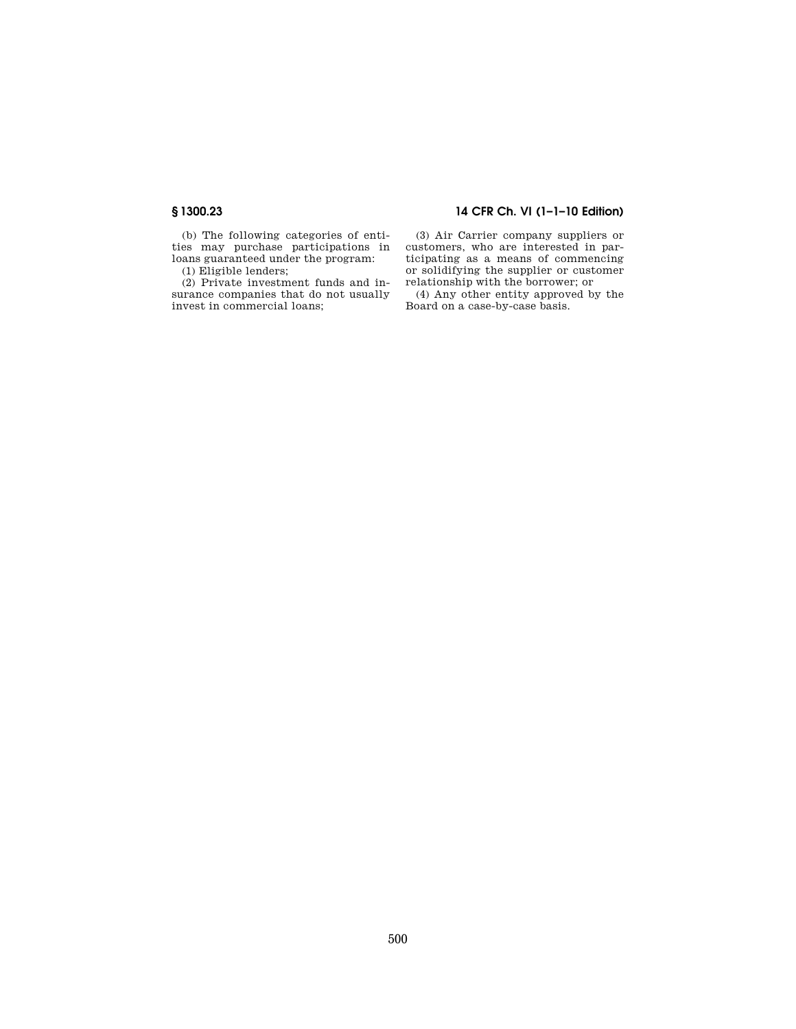(b) The following categories of entities may purchase participations in loans guaranteed under the program:

(1) Eligible lenders;

(2) Private investment funds and insurance companies that do not usually invest in commercial loans;

(3) Air Carrier company suppliers or customers, who are interested in participating as a means of commencing or solidifying the supplier or customer relationship with the borrower; or

(4) Any other entity approved by the Board on a case-by-case basis.